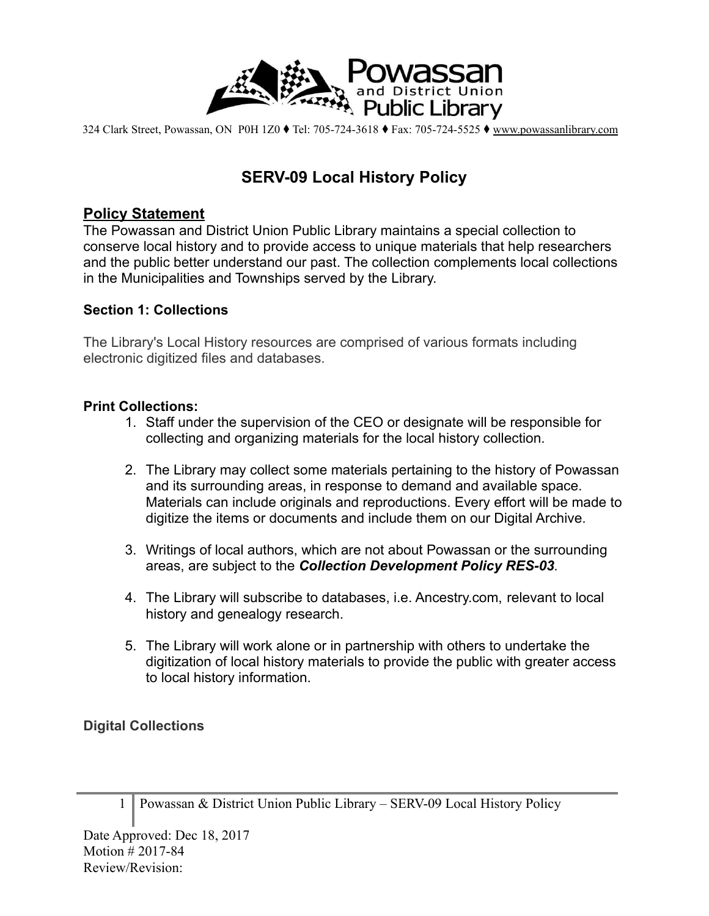Powassan and District Union Public Library

324 Clark Street, Powassan, ON P0H 1Z0 ♦ Tel: 705-724-3618 ♦ Fax: 705-724-5525 ♦ www.powassanlibrary.com

# SERV-09 Local History Policy

## Policy Statement

The Powassan and District Union Public Library maintains a special collection to conserve local history and to provide access to unique materials that help researchers and the public better understand our past. The collection complements local collections in the Municipalities and Townships served by the Library.

### Section 1: Collections

The Library's Local History resources are comprised of various formats including electronic digitized files and databases.

**Print Collections:**

1. Staff under the supervision of the CEO or designate will be responsible for collecting and organizing materials for the local history collection.

2. The Library may collect some materials pertaining to the history of Powassan and its surrounding areas, in response to demand and available space. Materials can include originals and reproductions. Every effort will be made to digitize the items or documents and include them on our Digital Archive.

3. Writings of local authors, which are not about Powassan or the surrounding areas, are subject to the ***Collection Development Policy RES-03***.

4. The Library will subscribe to databases, i.e. Ancestry.com, relevant to local history and genealogy research.

5. The Library will work alone or in partnership with others to undertake the digitization of local history materials to provide the public with greater access to local history information.

**Digital Collections**

Date Approved: Dec 18, 2017
Motion # 2017-84
Review/Revision: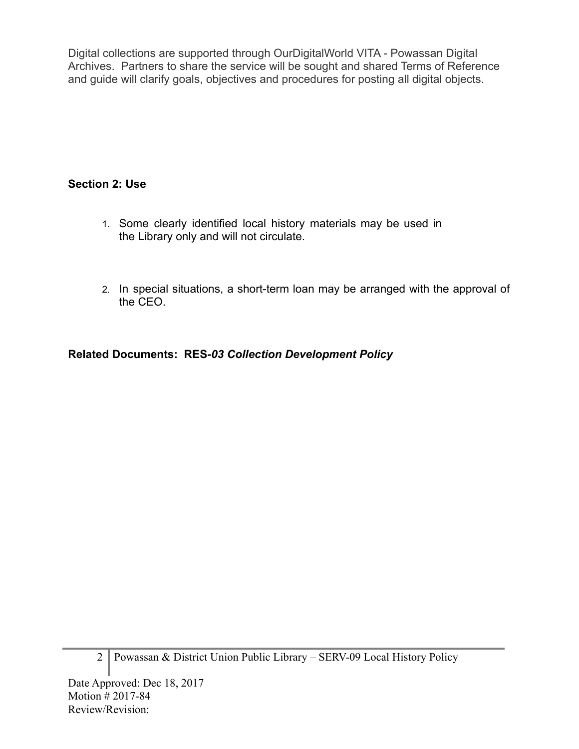Digital collections are supported through OurDigitalWorld VITA - Powassan Digital Archives. Partners to share the service will be sought and shared Terms of Reference and guide will clarify goals, objectives and procedures for posting all digital objects.

**Section 2: Use**

1. Some clearly identified local history materials may be used in the Library only and will not circulate.

2. In special situations, a short-term loan may be arranged with the approval of the CEO.

**Related Documents: RES-*03 Collection Development Policy***

Date Approved: Dec 18, 2017
Motion # 2017-84
Review/Revision: